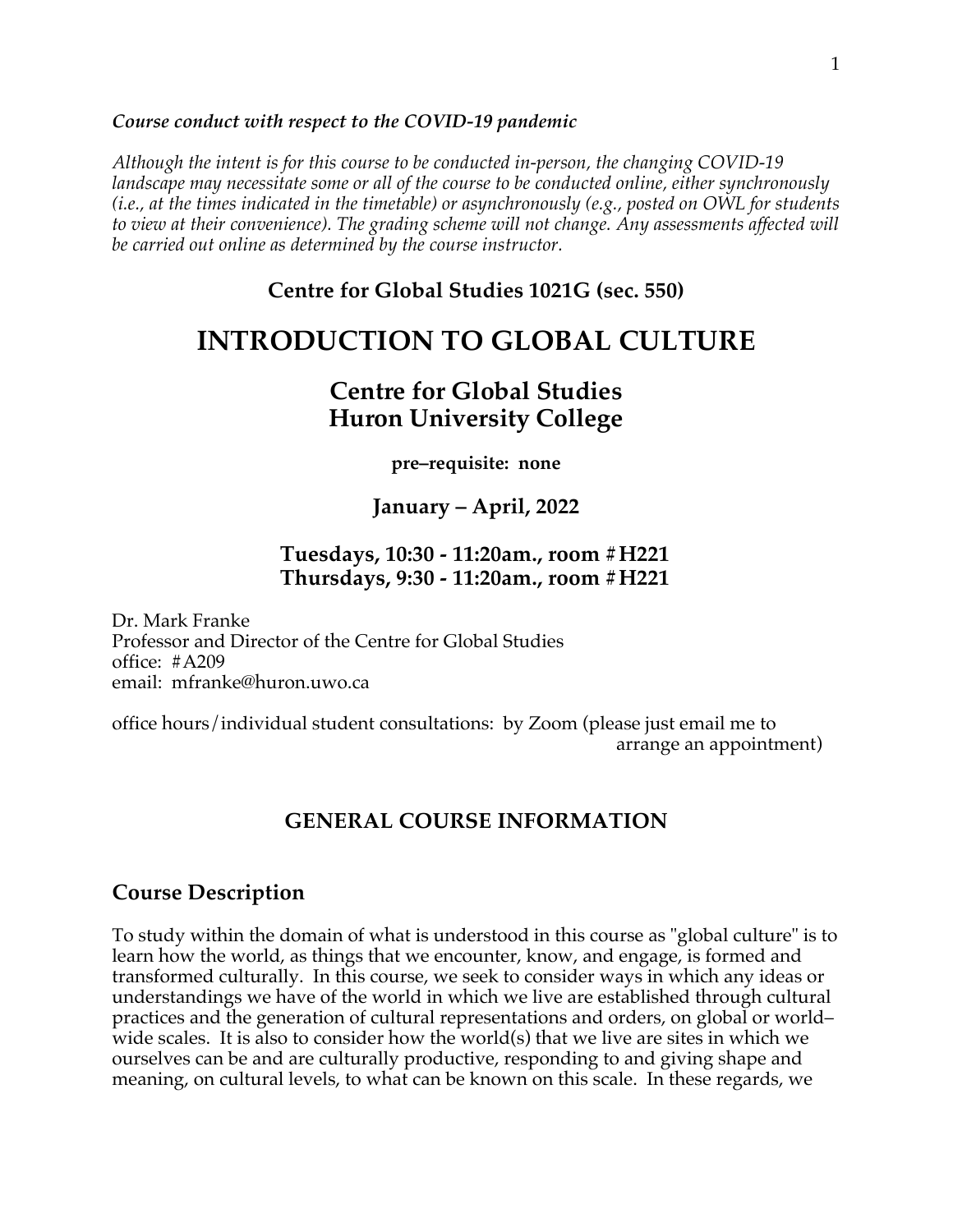***Course conduct with respect to the COVID-19 pandemic***

*Although the intent is for this course to be conducted in-person, the changing COVID-19 landscape may necessitate some or all of the course to be conducted online, either synchronously (i.e., at the times indicated in the timetable) or asynchronously (e.g., posted on OWL for students to view at their convenience). The grading scheme will not change. Any assessments affected will be carried out online as determined by the course instructor.*

**Centre for Global Studies 1021G (sec. 550)**

# INTRODUCTION TO GLOBAL CULTURE

## Centre for Global Studies
## Huron University College

**pre–requisite: none**

**January – April, 2022**

**Tuesdays, 10:30 - 11:20am., room # H221**
**Thursdays, 9:30 - 11:20am., room # H221**

Dr. Mark Franke
Professor and Director of the Centre for Global Studies
office: # A209
email: mfranke@huron.uwo.ca

office hours/individual student consultations: by Zoom (please just email me to arrange an appointment)

## GENERAL COURSE INFORMATION

### Course Description

To study within the domain of what is understood in this course as "global culture" is to learn how the world, as things that we encounter, know, and engage, is formed and transformed culturally. In this course, we seek to consider ways in which any ideas or understandings we have of the world in which we live are established through cultural practices and the generation of cultural representations and orders, on global or world–wide scales. It is also to consider how the world(s) that we live are sites in which we ourselves can be and are culturally productive, responding to and giving shape and meaning, on cultural levels, to what can be known on this scale. In these regards, we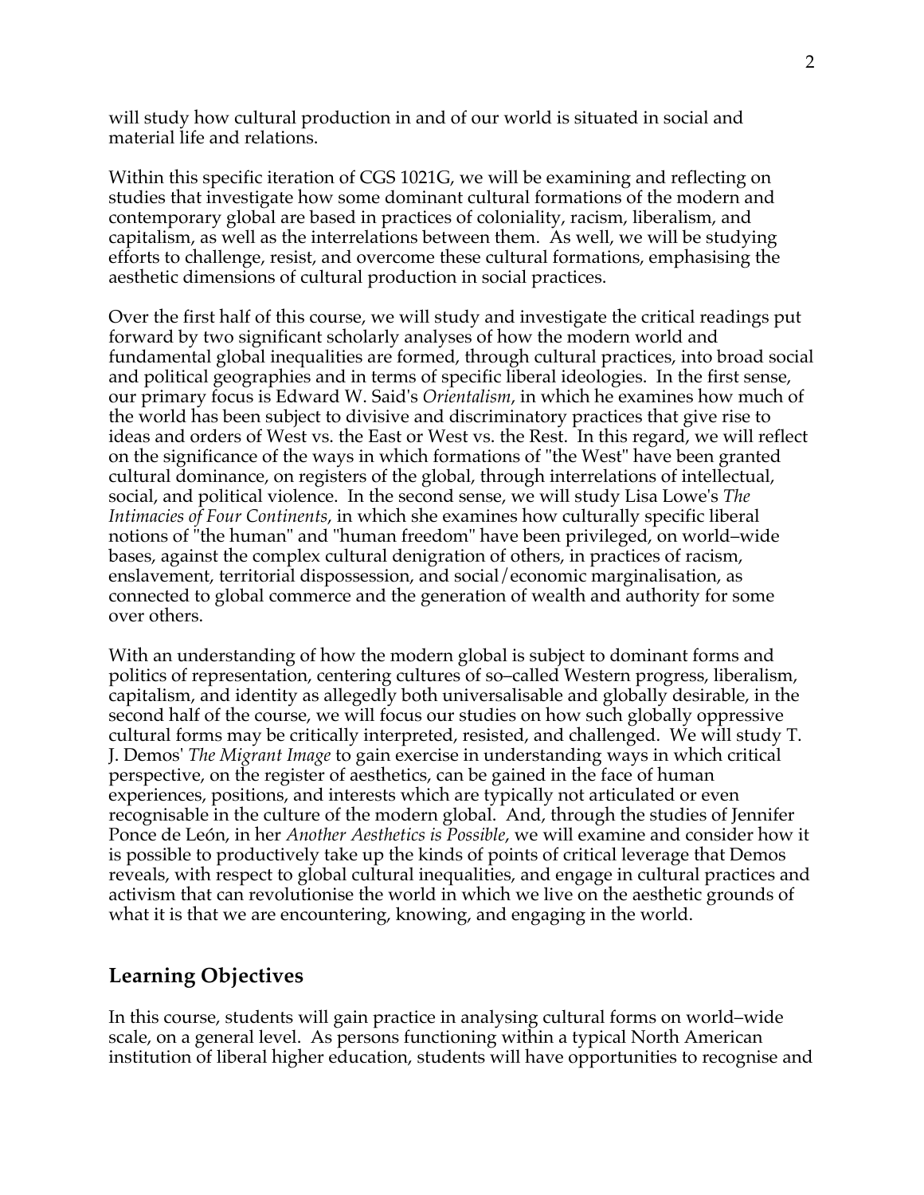will study how cultural production in and of our world is situated in social and material life and relations.

Within this specific iteration of CGS 1021G, we will be examining and reflecting on studies that investigate how some dominant cultural formations of the modern and contemporary global are based in practices of coloniality, racism, liberalism, and capitalism, as well as the interrelations between them. As well, we will be studying efforts to challenge, resist, and overcome these cultural formations, emphasising the aesthetic dimensions of cultural production in social practices.

Over the first half of this course, we will study and investigate the critical readings put forward by two significant scholarly analyses of how the modern world and fundamental global inequalities are formed, through cultural practices, into broad social and political geographies and in terms of specific liberal ideologies. In the first sense, our primary focus is Edward W. Said's *Orientalism*, in which he examines how much of the world has been subject to divisive and discriminatory practices that give rise to ideas and orders of West vs. the East or West vs. the Rest. In this regard, we will reflect on the significance of the ways in which formations of "the West" have been granted cultural dominance, on registers of the global, through interrelations of intellectual, social, and political violence. In the second sense, we will study Lisa Lowe's *The Intimacies of Four Continents*, in which she examines how culturally specific liberal notions of "the human" and "human freedom" have been privileged, on world–wide bases, against the complex cultural denigration of others, in practices of racism, enslavement, territorial dispossession, and social/economic marginalisation, as connected to global commerce and the generation of wealth and authority for some over others.

With an understanding of how the modern global is subject to dominant forms and politics of representation, centering cultures of so–called Western progress, liberalism, capitalism, and identity as allegedly both universalisable and globally desirable, in the second half of the course, we will focus our studies on how such globally oppressive cultural forms may be critically interpreted, resisted, and challenged. We will study T. J. Demos' *The Migrant Image* to gain exercise in understanding ways in which critical perspective, on the register of aesthetics, can be gained in the face of human experiences, positions, and interests which are typically not articulated or even recognisable in the culture of the modern global. And, through the studies of Jennifer Ponce de León, in her *Another Aesthetics is Possible*, we will examine and consider how it is possible to productively take up the kinds of points of critical leverage that Demos reveals, with respect to global cultural inequalities, and engage in cultural practices and activism that can revolutionise the world in which we live on the aesthetic grounds of what it is that we are encountering, knowing, and engaging in the world.

## Learning Objectives

In this course, students will gain practice in analysing cultural forms on world–wide scale, on a general level. As persons functioning within a typical North American institution of liberal higher education, students will have opportunities to recognise and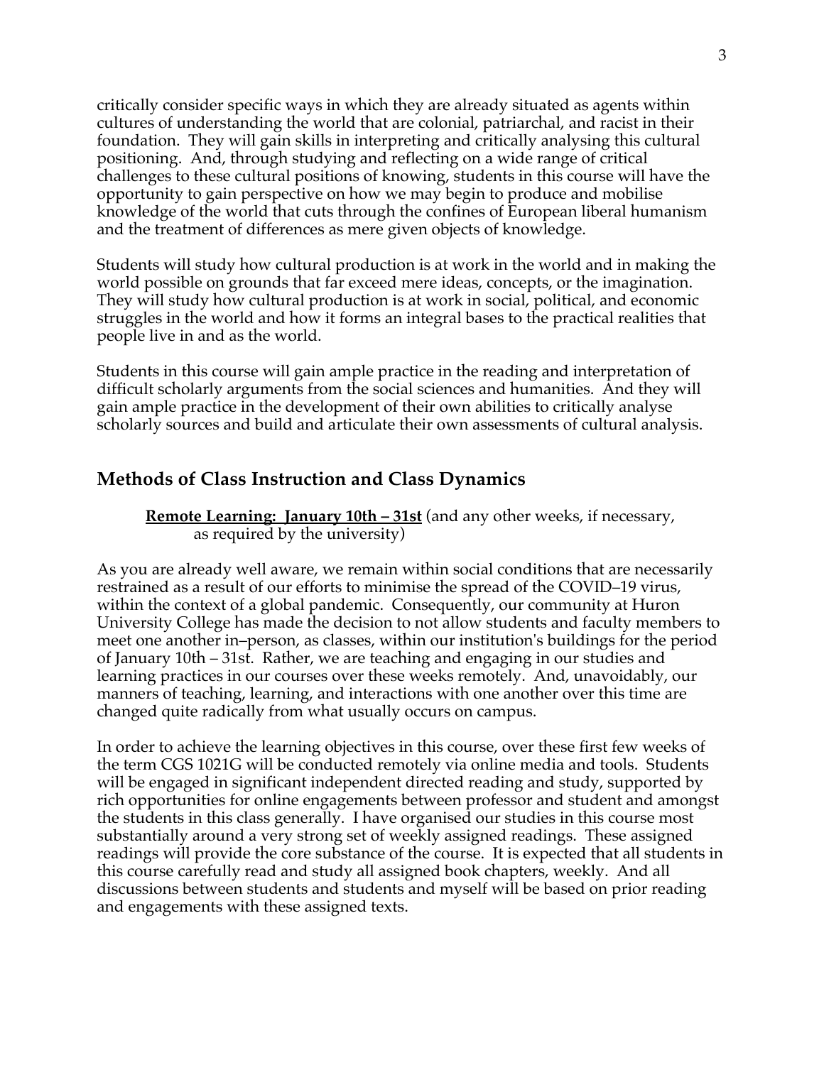critically consider specific ways in which they are already situated as agents within cultures of understanding the world that are colonial, patriarchal, and racist in their foundation. They will gain skills in interpreting and critically analysing this cultural positioning. And, through studying and reflecting on a wide range of critical challenges to these cultural positions of knowing, students in this course will have the opportunity to gain perspective on how we may begin to produce and mobilise knowledge of the world that cuts through the confines of European liberal humanism and the treatment of differences as mere given objects of knowledge.

Students will study how cultural production is at work in the world and in making the world possible on grounds that far exceed mere ideas, concepts, or the imagination. They will study how cultural production is at work in social, political, and economic struggles in the world and how it forms an integral bases to the practical realities that people live in and as the world.

Students in this course will gain ample practice in the reading and interpretation of difficult scholarly arguments from the social sciences and humanities. And they will gain ample practice in the development of their own abilities to critically analyse scholarly sources and build and articulate their own assessments of cultural analysis.

## Methods of Class Instruction and Class Dynamics

**Remote Learning: January 10th – 31st** (and any other weeks, if necessary, as required by the university)

As you are already well aware, we remain within social conditions that are necessarily restrained as a result of our efforts to minimise the spread of the COVID–19 virus, within the context of a global pandemic. Consequently, our community at Huron University College has made the decision to not allow students and faculty members to meet one another in–person, as classes, within our institution's buildings for the period of January 10th – 31st. Rather, we are teaching and engaging in our studies and learning practices in our courses over these weeks remotely. And, unavoidably, our manners of teaching, learning, and interactions with one another over this time are changed quite radically from what usually occurs on campus.

In order to achieve the learning objectives in this course, over these first few weeks of the term CGS 1021G will be conducted remotely via online media and tools. Students will be engaged in significant independent directed reading and study, supported by rich opportunities for online engagements between professor and student and amongst the students in this class generally. I have organised our studies in this course most substantially around a very strong set of weekly assigned readings. These assigned readings will provide the core substance of the course. It is expected that all students in this course carefully read and study all assigned book chapters, weekly. And all discussions between students and students and myself will be based on prior reading and engagements with these assigned texts.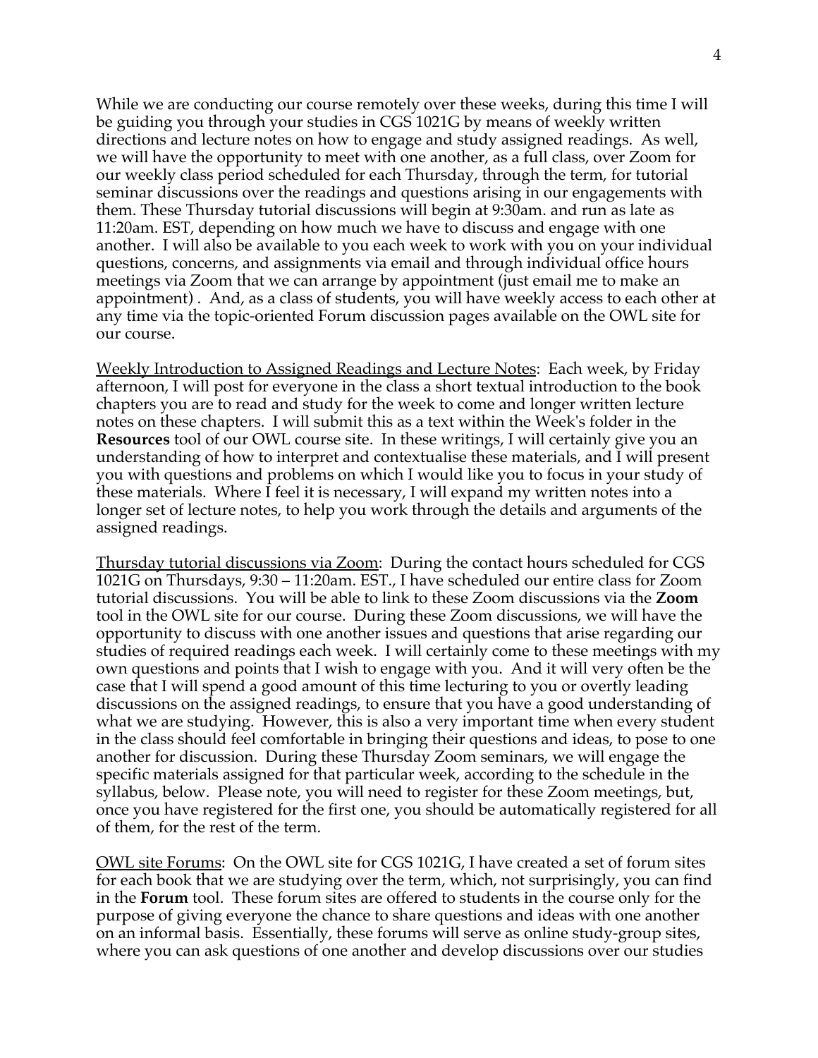While we are conducting our course remotely over these weeks, during this time I will be guiding you through your studies in CGS 1021G by means of weekly written directions and lecture notes on how to engage and study assigned readings. As well, we will have the opportunity to meet with one another, as a full class, over Zoom for our weekly class period scheduled for each Thursday, through the term, for tutorial seminar discussions over the readings and questions arising in our engagements with them. These Thursday tutorial discussions will begin at 9:30am. and run as late as 11:20am. EST, depending on how much we have to discuss and engage with one another. I will also be available to you each week to work with you on your individual questions, concerns, and assignments via email and through individual office hours meetings via Zoom that we can arrange by appointment (just email me to make an appointment) . And, as a class of students, you will have weekly access to each other at any time via the topic-oriented Forum discussion pages available on the OWL site for our course.

<u>Weekly Introduction to Assigned Readings and Lecture Notes</u>: Each week, by Friday afternoon, I will post for everyone in the class a short textual introduction to the book chapters you are to read and study for the week to come and longer written lecture notes on these chapters. I will submit this as a text within the Week's folder in the **Resources** tool of our OWL course site. In these writings, I will certainly give you an understanding of how to interpret and contextualise these materials, and I will present you with questions and problems on which I would like you to focus in your study of these materials. Where I feel it is necessary, I will expand my written notes into a longer set of lecture notes, to help you work through the details and arguments of the assigned readings.

<u>Thursday tutorial discussions via Zoom</u>: During the contact hours scheduled for CGS 1021G on Thursdays, 9:30 – 11:20am. EST., I have scheduled our entire class for Zoom tutorial discussions. You will be able to link to these Zoom discussions via the **Zoom** tool in the OWL site for our course. During these Zoom discussions, we will have the opportunity to discuss with one another issues and questions that arise regarding our studies of required readings each week. I will certainly come to these meetings with my own questions and points that I wish to engage with you. And it will very often be the case that I will spend a good amount of this time lecturing to you or overtly leading discussions on the assigned readings, to ensure that you have a good understanding of what we are studying. However, this is also a very important time when every student in the class should feel comfortable in bringing their questions and ideas, to pose to one another for discussion. During these Thursday Zoom seminars, we will engage the specific materials assigned for that particular week, according to the schedule in the syllabus, below. Please note, you will need to register for these Zoom meetings, but, once you have registered for the first one, you should be automatically registered for all of them, for the rest of the term.

<u>OWL site Forums</u>: On the OWL site for CGS 1021G, I have created a set of forum sites for each book that we are studying over the term, which, not surprisingly, you can find in the **Forum** tool. These forum sites are offered to students in the course only for the purpose of giving everyone the chance to share questions and ideas with one another on an informal basis. Essentially, these forums will serve as online study-group sites, where you can ask questions of one another and develop discussions over our studies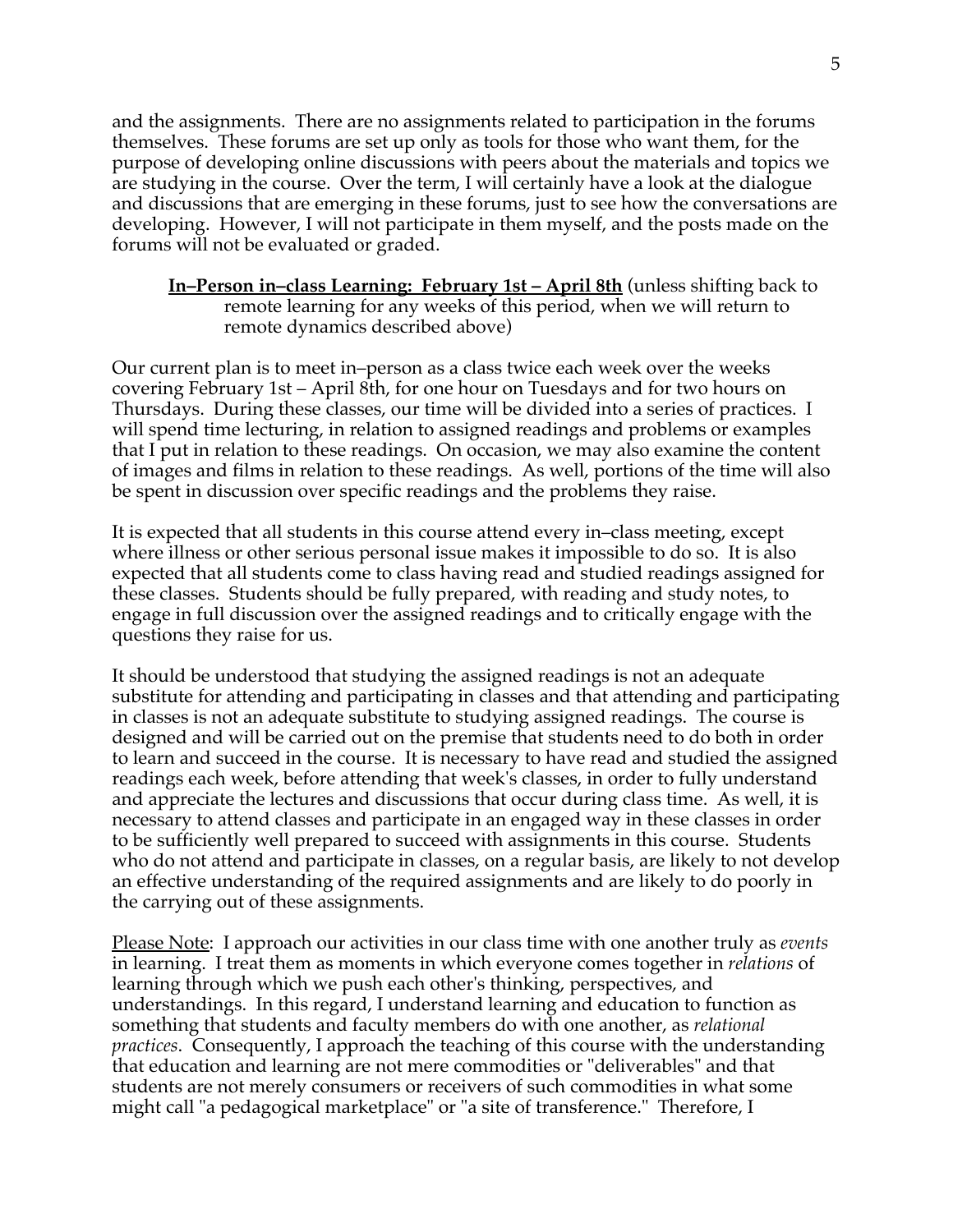and the assignments. There are no assignments related to participation in the forums themselves. These forums are set up only as tools for those who want them, for the purpose of developing online discussions with peers about the materials and topics we are studying in the course. Over the term, I will certainly have a look at the dialogue and discussions that are emerging in these forums, just to see how the conversations are developing. However, I will not participate in them myself, and the posts made on the forums will not be evaluated or graded.

> **<u>In–Person in–class Learning: February 1st – April 8th</u>** (unless shifting back to remote learning for any weeks of this period, when we will return to remote dynamics described above)

Our current plan is to meet in–person as a class twice each week over the weeks covering February 1st – April 8th, for one hour on Tuesdays and for two hours on Thursdays. During these classes, our time will be divided into a series of practices. I will spend time lecturing, in relation to assigned readings and problems or examples that I put in relation to these readings. On occasion, we may also examine the content of images and films in relation to these readings. As well, portions of the time will also be spent in discussion over specific readings and the problems they raise.

It is expected that all students in this course attend every in–class meeting, except where illness or other serious personal issue makes it impossible to do so. It is also expected that all students come to class having read and studied readings assigned for these classes. Students should be fully prepared, with reading and study notes, to engage in full discussion over the assigned readings and to critically engage with the questions they raise for us.

It should be understood that studying the assigned readings is not an adequate substitute for attending and participating in classes and that attending and participating in classes is not an adequate substitute to studying assigned readings. The course is designed and will be carried out on the premise that students need to do both in order to learn and succeed in the course. It is necessary to have read and studied the assigned readings each week, before attending that week's classes, in order to fully understand and appreciate the lectures and discussions that occur during class time. As well, it is necessary to attend classes and participate in an engaged way in these classes in order to be sufficiently well prepared to succeed with assignments in this course. Students who do not attend and participate in classes, on a regular basis, are likely to not develop an effective understanding of the required assignments and are likely to do poorly in the carrying out of these assignments.

<u>Please Note</u>: I approach our activities in our class time with one another truly as *events* in learning. I treat them as moments in which everyone comes together in *relations* of learning through which we push each other's thinking, perspectives, and understandings. In this regard, I understand learning and education to function as something that students and faculty members do with one another, as *relational practices*. Consequently, I approach the teaching of this course with the understanding that education and learning are not mere commodities or "deliverables" and that students are not merely consumers or receivers of such commodities in what some might call "a pedagogical marketplace" or "a site of transference." Therefore, I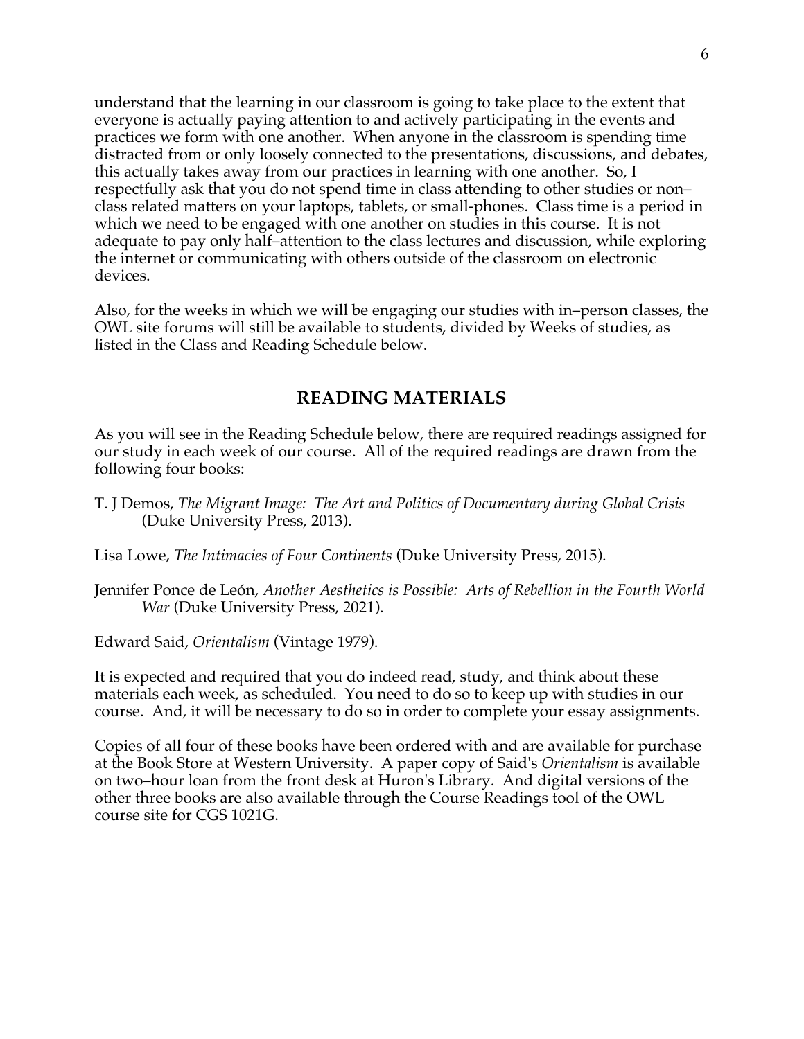understand that the learning in our classroom is going to take place to the extent that everyone is actually paying attention to and actively participating in the events and practices we form with one another. When anyone in the classroom is spending time distracted from or only loosely connected to the presentations, discussions, and debates, this actually takes away from our practices in learning with one another. So, I respectfully ask that you do not spend time in class attending to other studies or non–class related matters on your laptops, tablets, or small-phones. Class time is a period in which we need to be engaged with one another on studies in this course. It is not adequate to pay only half–attention to the class lectures and discussion, while exploring the internet or communicating with others outside of the classroom on electronic devices.

Also, for the weeks in which we will be engaging our studies with in–person classes, the OWL site forums will still be available to students, divided by Weeks of studies, as listed in the Class and Reading Schedule below.

## READING MATERIALS

As you will see in the Reading Schedule below, there are required readings assigned for our study in each week of our course. All of the required readings are drawn from the following four books:

T. J Demos, *The Migrant Image: The Art and Politics of Documentary during Global Crisis* (Duke University Press, 2013).

Lisa Lowe, *The Intimacies of Four Continents* (Duke University Press, 2015).

Jennifer Ponce de León, *Another Aesthetics is Possible: Arts of Rebellion in the Fourth World War* (Duke University Press, 2021).

Edward Said, *Orientalism* (Vintage 1979).

It is expected and required that you do indeed read, study, and think about these materials each week, as scheduled. You need to do so to keep up with studies in our course. And, it will be necessary to do so in order to complete your essay assignments.

Copies of all four of these books have been ordered with and are available for purchase at the Book Store at Western University. A paper copy of Said's *Orientalism* is available on two–hour loan from the front desk at Huron's Library. And digital versions of the other three books are also available through the Course Readings tool of the OWL course site for CGS 1021G.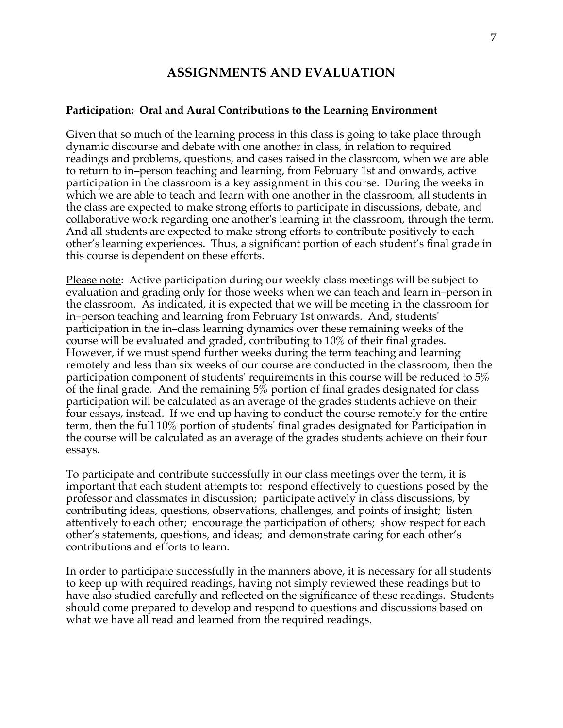# ASSIGNMENTS AND EVALUATION

**Participation: Oral and Aural Contributions to the Learning Environment**

Given that so much of the learning process in this class is going to take place through dynamic discourse and debate with one another in class, in relation to required readings and problems, questions, and cases raised in the classroom, when we are able to return to in–person teaching and learning, from February 1st and onwards, active participation in the classroom is a key assignment in this course. During the weeks in which we are able to teach and learn with one another in the classroom, all students in the class are expected to make strong efforts to participate in discussions, debate, and collaborative work regarding one another's learning in the classroom, through the term. And all students are expected to make strong efforts to contribute positively to each other's learning experiences. Thus, a significant portion of each student's final grade in this course is dependent on these efforts.

<u>Please note</u>: Active participation during our weekly class meetings will be subject to evaluation and grading only for those weeks when we can teach and learn in–person in the classroom. As indicated, it is expected that we will be meeting in the classroom for in–person teaching and learning from February 1st onwards. And, students' participation in the in–class learning dynamics over these remaining weeks of the course will be evaluated and graded, contributing to 10% of their final grades. However, if we must spend further weeks during the term teaching and learning remotely and less than six weeks of our course are conducted in the classroom, then the participation component of students' requirements in this course will be reduced to 5% of the final grade. And the remaining 5% portion of final grades designated for class participation will be calculated as an average of the grades students achieve on their four essays, instead. If we end up having to conduct the course remotely for the entire term, then the full 10% portion of students' final grades designated for Participation in the course will be calculated as an average of the grades students achieve on their four essays.

To participate and contribute successfully in our class meetings over the term, it is important that each student attempts to: respond effectively to questions posed by the professor and classmates in discussion; participate actively in class discussions, by contributing ideas, questions, observations, challenges, and points of insight; listen attentively to each other; encourage the participation of others; show respect for each other's statements, questions, and ideas; and demonstrate caring for each other's contributions and efforts to learn.

In order to participate successfully in the manners above, it is necessary for all students to keep up with required readings, having not simply reviewed these readings but to have also studied carefully and reflected on the significance of these readings. Students should come prepared to develop and respond to questions and discussions based on what we have all read and learned from the required readings.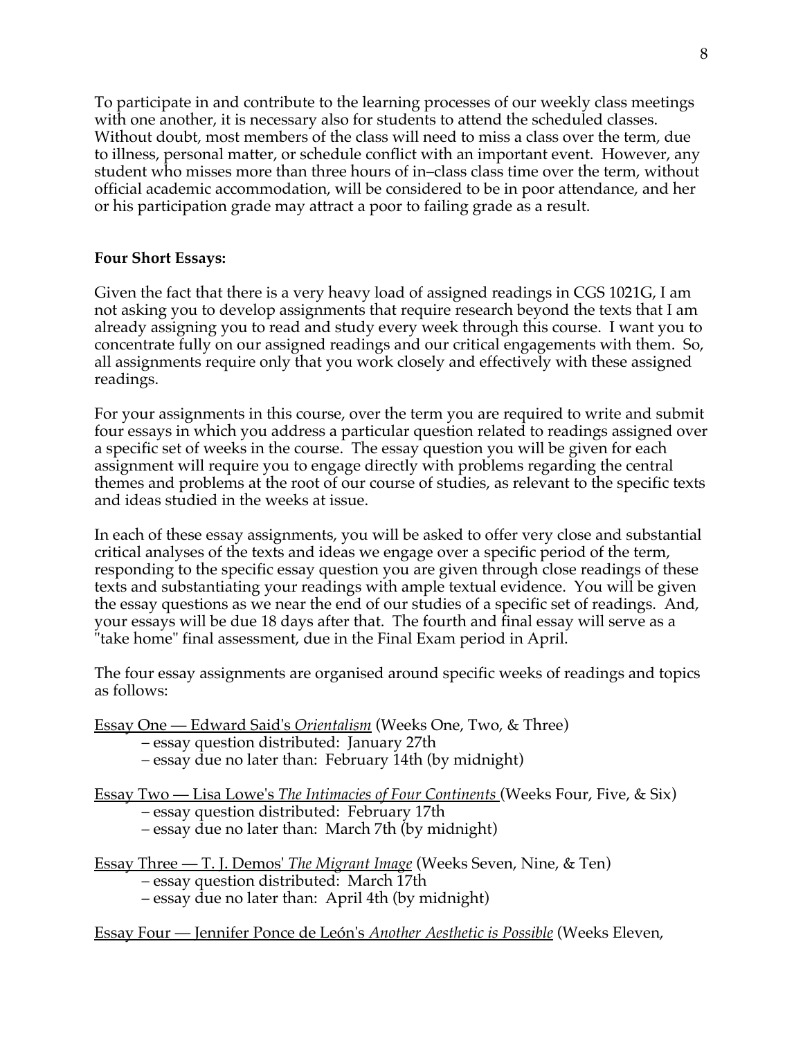To participate in and contribute to the learning processes of our weekly class meetings with one another, it is necessary also for students to attend the scheduled classes. Without doubt, most members of the class will need to miss a class over the term, due to illness, personal matter, or schedule conflict with an important event. However, any student who misses more than three hours of in–class class time over the term, without official academic accommodation, will be considered to be in poor attendance, and her or his participation grade may attract a poor to failing grade as a result.

**Four Short Essays:**

Given the fact that there is a very heavy load of assigned readings in CGS 1021G, I am not asking you to develop assignments that require research beyond the texts that I am already assigning you to read and study every week through this course. I want you to concentrate fully on our assigned readings and our critical engagements with them. So, all assignments require only that you work closely and effectively with these assigned readings.

For your assignments in this course, over the term you are required to write and submit four essays in which you address a particular question related to readings assigned over a specific set of weeks in the course. The essay question you will be given for each assignment will require you to engage directly with problems regarding the central themes and problems at the root of our course of studies, as relevant to the specific texts and ideas studied in the weeks at issue.

In each of these essay assignments, you will be asked to offer very close and substantial critical analyses of the texts and ideas we engage over a specific period of the term, responding to the specific essay question you are given through close readings of these texts and substantiating your readings with ample textual evidence. You will be given the essay questions as we near the end of our studies of a specific set of readings. And, your essays will be due 18 days after that. The fourth and final essay will serve as a "take home" final assessment, due in the Final Exam period in April.

The four essay assignments are organised around specific weeks of readings and topics as follows:

Essay One — Edward Said's *Orientalism* (Weeks One, Two, & Three)
- essay question distributed: January 27th
- essay due no later than: February 14th (by midnight)

Essay Two — Lisa Lowe's *The Intimacies of Four Continents* (Weeks Four, Five, & Six)
- essay question distributed: February 17th
- essay due no later than: March 7th (by midnight)

Essay Three — T. J. Demos' *The Migrant Image* (Weeks Seven, Nine, & Ten)
- essay question distributed: March 17th
- essay due no later than: April 4th (by midnight)

Essay Four — Jennifer Ponce de León's *Another Aesthetic is Possible* (Weeks Eleven,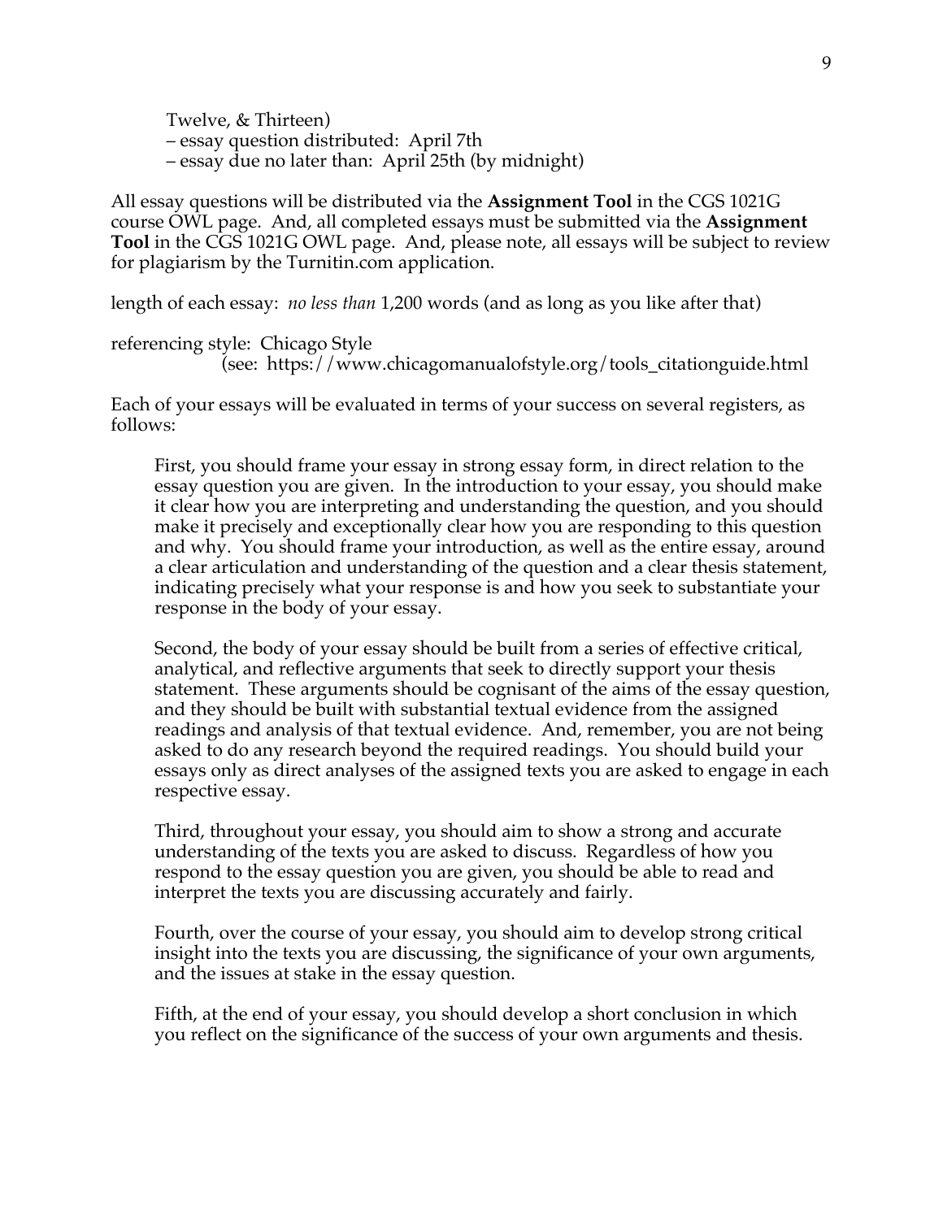Twelve, & Thirteen)
– essay question distributed: April 7th
– essay due no later than: April 25th (by midnight)

All essay questions will be distributed via the **Assignment Tool** in the CGS 1021G course OWL page. And, all completed essays must be submitted via the **Assignment Tool** in the CGS 1021G OWL page. And, please note, all essays will be subject to review for plagiarism by the Turnitin.com application.

length of each essay: *no less than* 1,200 words (and as long as you like after that)

referencing style: Chicago Style
(see: https://www.chicagomanualofstyle.org/tools_citationguide.html

Each of your essays will be evaluated in terms of your success on several registers, as follows:

First, you should frame your essay in strong essay form, in direct relation to the essay question you are given. In the introduction to your essay, you should make it clear how you are interpreting and understanding the question, and you should make it precisely and exceptionally clear how you are responding to this question and why. You should frame your introduction, as well as the entire essay, around a clear articulation and understanding of the question and a clear thesis statement, indicating precisely what your response is and how you seek to substantiate your response in the body of your essay.

Second, the body of your essay should be built from a series of effective critical, analytical, and reflective arguments that seek to directly support your thesis statement. These arguments should be cognisant of the aims of the essay question, and they should be built with substantial textual evidence from the assigned readings and analysis of that textual evidence. And, remember, you are not being asked to do any research beyond the required readings. You should build your essays only as direct analyses of the assigned texts you are asked to engage in each respective essay.

Third, throughout your essay, you should aim to show a strong and accurate understanding of the texts you are asked to discuss. Regardless of how you respond to the essay question you are given, you should be able to read and interpret the texts you are discussing accurately and fairly.

Fourth, over the course of your essay, you should aim to develop strong critical insight into the texts you are discussing, the significance of your own arguments, and the issues at stake in the essay question.

Fifth, at the end of your essay, you should develop a short conclusion in which you reflect on the significance of the success of your own arguments and thesis.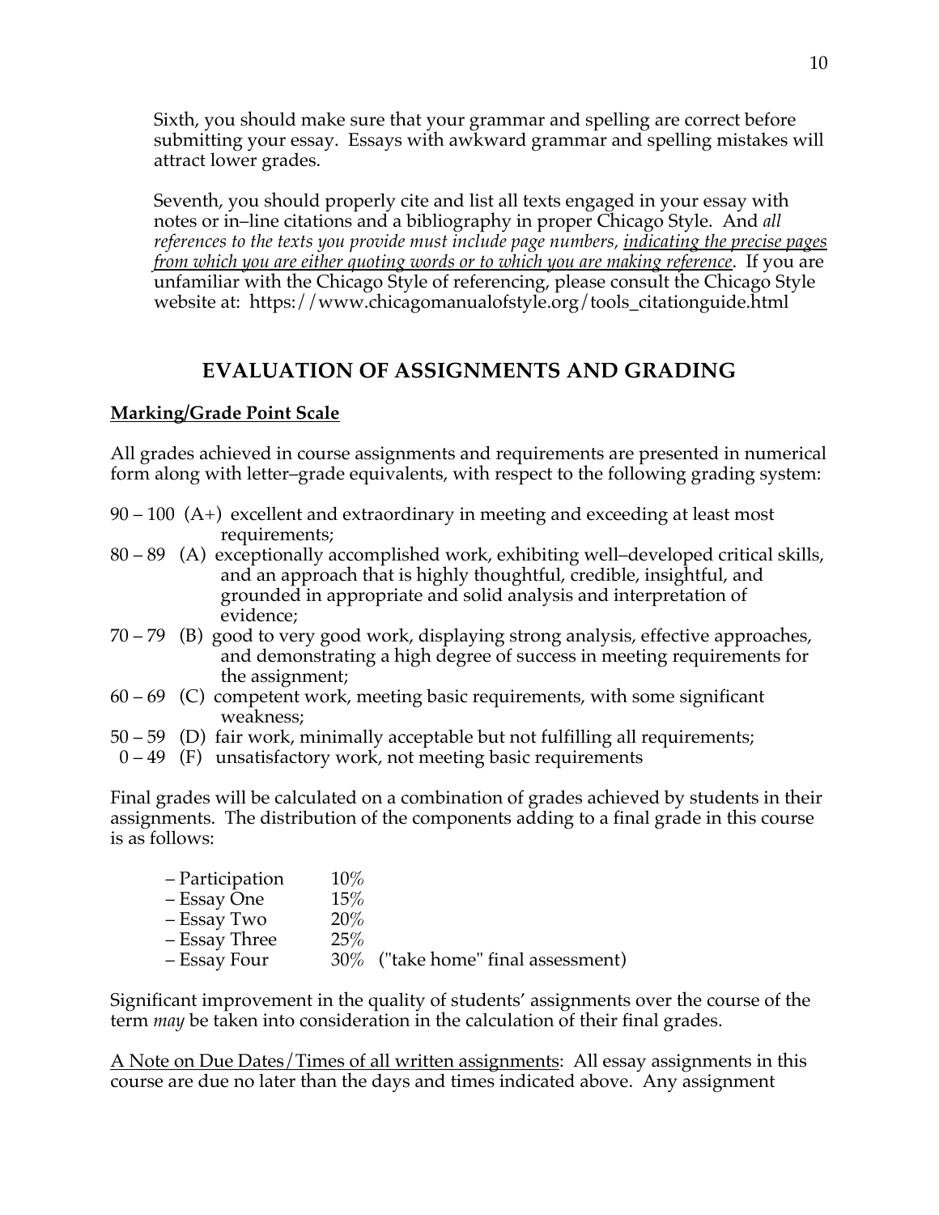Sixth, you should make sure that your grammar and spelling are correct before submitting your essay. Essays with awkward grammar and spelling mistakes will attract lower grades.

Seventh, you should properly cite and list all texts engaged in your essay with notes or in–line citations and a bibliography in proper Chicago Style. And *all references to the texts you provide must include page numbers, indicating the precise pages from which you are either quoting words or to which you are making reference*. If you are unfamiliar with the Chicago Style of referencing, please consult the Chicago Style website at: https://www.chicagomanualofstyle.org/tools_citationguide.html

## EVALUATION OF ASSIGNMENTS AND GRADING

**Marking/Grade Point Scale**

All grades achieved in course assignments and requirements are presented in numerical form along with letter–grade equivalents, with respect to the following grading system:

- 90 – 100 (A+) excellent and extraordinary in meeting and exceeding at least most requirements;
- 80 – 89 (A) exceptionally accomplished work, exhibiting well–developed critical skills, and an approach that is highly thoughtful, credible, insightful, and grounded in appropriate and solid analysis and interpretation of evidence;
- 70 – 79 (B) good to very good work, displaying strong analysis, effective approaches, and demonstrating a high degree of success in meeting requirements for the assignment;
- 60 – 69 (C) competent work, meeting basic requirements, with some significant weakness;
- 50 – 59 (D) fair work, minimally acceptable but not fulfilling all requirements;
- 0 – 49 (F) unsatisfactory work, not meeting basic requirements

Final grades will be calculated on a combination of grades achieved by students in their assignments. The distribution of the components adding to a final grade in this course is as follows:

- Participation 10%
- Essay One 15%
- Essay Two 20%
- Essay Three 25%
- Essay Four 30% ("take home" final assessment)

Significant improvement in the quality of students' assignments over the course of the term *may* be taken into consideration in the calculation of their final grades.

A Note on Due Dates/Times of all written assignments: All essay assignments in this course are due no later than the days and times indicated above. Any assignment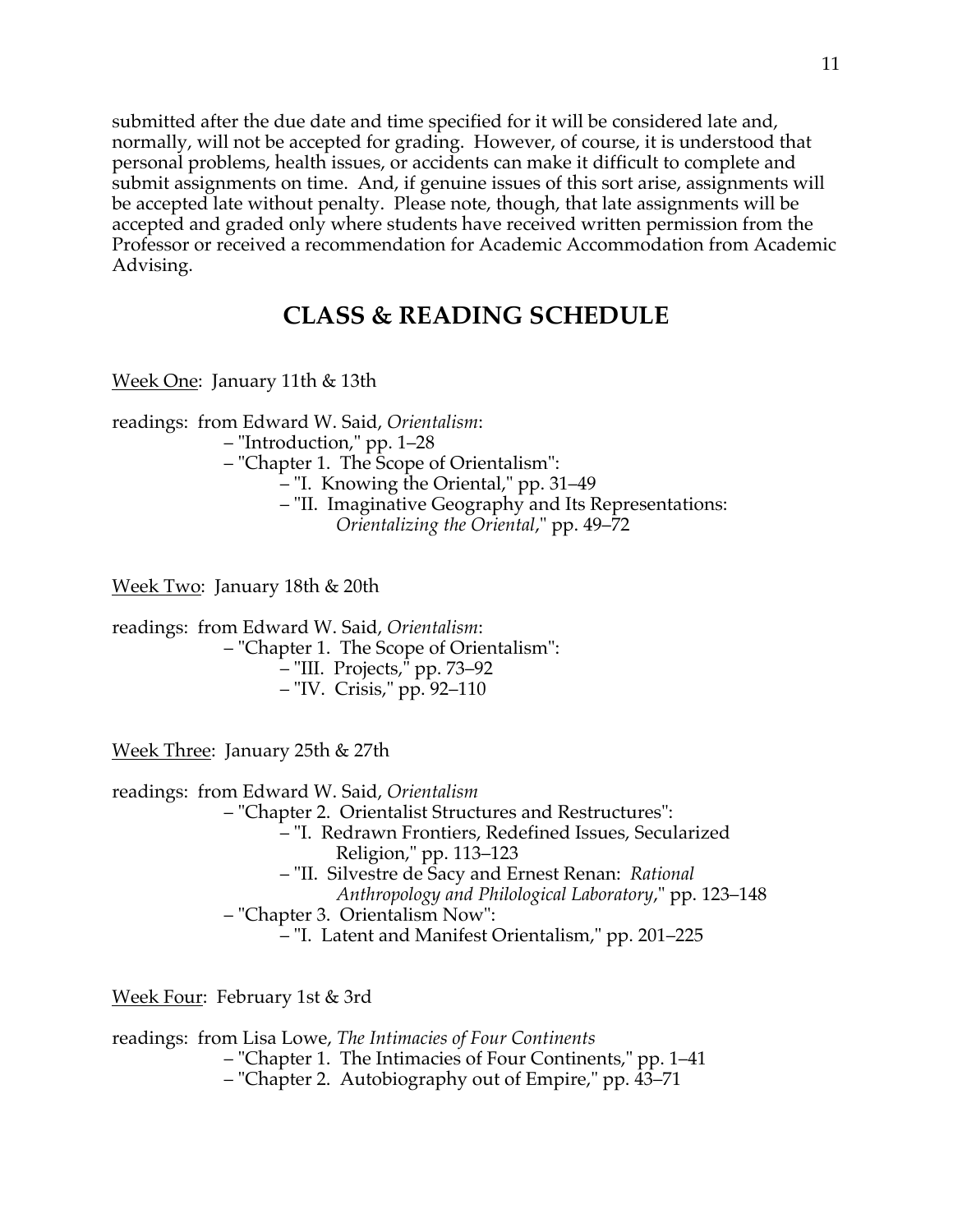submitted after the due date and time specified for it will be considered late and, normally, will not be accepted for grading. However, of course, it is understood that personal problems, health issues, or accidents can make it difficult to complete and submit assignments on time. And, if genuine issues of this sort arise, assignments will be accepted late without penalty. Please note, though, that late assignments will be accepted and graded only where students have received written permission from the Professor or received a recommendation for Academic Accommodation from Academic Advising.

## CLASS & READING SCHEDULE

<u>Week One</u>: January 11th & 13th

readings: from Edward W. Said, *Orientalism*:

- "Introduction," pp. 1–28
- "Chapter 1. The Scope of Orientalism":
  - "I. Knowing the Oriental," pp. 31–49
  - "II. Imaginative Geography and Its Representations: *Orientalizing the Oriental*," pp. 49–72

<u>Week Two</u>: January 18th & 20th

readings: from Edward W. Said, *Orientalism*:

- "Chapter 1. The Scope of Orientalism":
  - "III. Projects," pp. 73–92
  - "IV. Crisis," pp. 92–110

<u>Week Three</u>: January 25th & 27th

readings: from Edward W. Said, *Orientalism*

- "Chapter 2. Orientalist Structures and Restructures":
  - "I. Redrawn Frontiers, Redefined Issues, Secularized Religion," pp. 113–123
  - "II. Silvestre de Sacy and Ernest Renan: *Rational Anthropology and Philological Laboratory*," pp. 123–148
- "Chapter 3. Orientalism Now":
  - "I. Latent and Manifest Orientalism," pp. 201–225

<u>Week Four</u>: February 1st & 3rd

readings: from Lisa Lowe, *The Intimacies of Four Continents*

- "Chapter 1. The Intimacies of Four Continents," pp. 1–41
- "Chapter 2. Autobiography out of Empire," pp. 43–71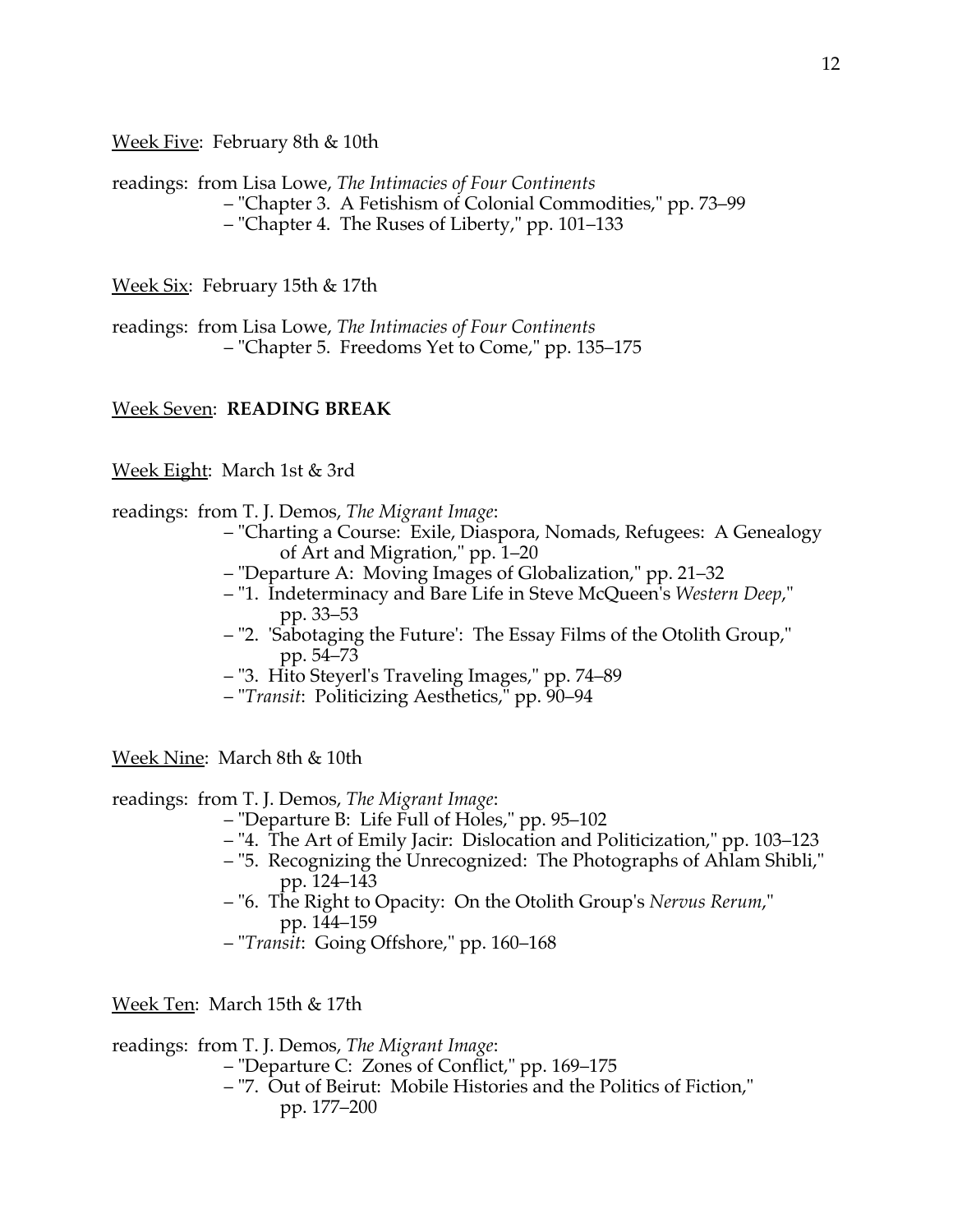<u>Week Five</u>: February 8th & 10th

readings: from Lisa Lowe, *The Intimacies of Four Continents*
- "Chapter 3. A Fetishism of Colonial Commodities," pp. 73–99
- "Chapter 4. The Ruses of Liberty," pp. 101–133

<u>Week Six</u>: February 15th & 17th

readings: from Lisa Lowe, *The Intimacies of Four Continents*
- "Chapter 5. Freedoms Yet to Come," pp. 135–175

<u>Week Seven</u>: **READING BREAK**

<u>Week Eight</u>: March 1st & 3rd

readings: from T. J. Demos, *The Migrant Image*:
- "Charting a Course: Exile, Diaspora, Nomads, Refugees: A Genealogy of Art and Migration," pp. 1–20
- "Departure A: Moving Images of Globalization," pp. 21–32
- "1. Indeterminacy and Bare Life in Steve McQueen's *Western Deep*," pp. 33–53
- "2. 'Sabotaging the Future': The Essay Films of the Otolith Group," pp. 54–73
- "3. Hito Steyerl's Traveling Images," pp. 74–89
- "*Transit*: Politicizing Aesthetics," pp. 90–94

<u>Week Nine</u>: March 8th & 10th

readings: from T. J. Demos, *The Migrant Image*:
- "Departure B: Life Full of Holes," pp. 95–102
- "4. The Art of Emily Jacir: Dislocation and Politicization," pp. 103–123
- "5. Recognizing the Unrecognized: The Photographs of Ahlam Shibli," pp. 124–143
- "6. The Right to Opacity: On the Otolith Group's *Nervus Rerum*," pp. 144–159
- "*Transit*: Going Offshore," pp. 160–168

<u>Week Ten</u>: March 15th & 17th

readings: from T. J. Demos, *The Migrant Image*:
- "Departure C: Zones of Conflict," pp. 169–175
- "7. Out of Beirut: Mobile Histories and the Politics of Fiction," pp. 177–200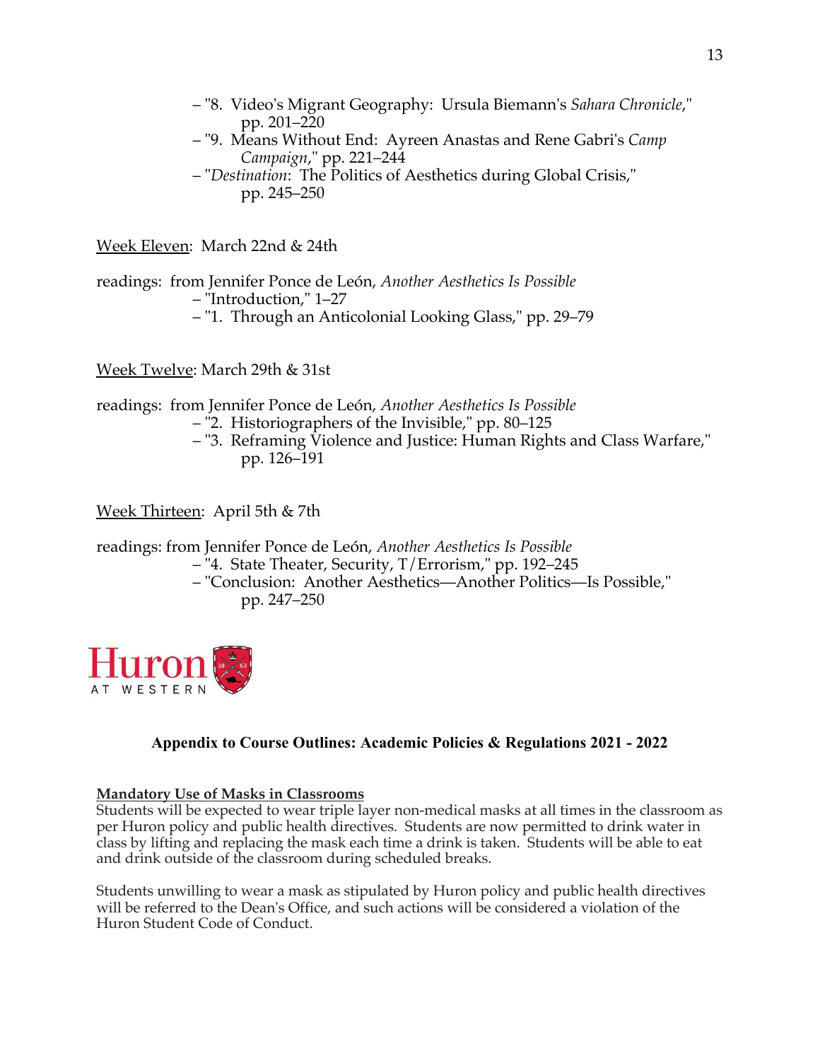– "8. Video's Migrant Geography: Ursula Biemann's *Sahara Chronicle*," pp. 201–220
– "9. Means Without End: Ayreen Anastas and Rene Gabri's *Camp Campaign*," pp. 221–244
– "*Destination*: The Politics of Aesthetics during Global Crisis," pp. 245–250

Week Eleven: March 22nd & 24th

readings: from Jennifer Ponce de León, *Another Aesthetics Is Possible*
– "Introduction," 1–27
– "1. Through an Anticolonial Looking Glass," pp. 29–79

Week Twelve: March 29th & 31st

readings: from Jennifer Ponce de León, *Another Aesthetics Is Possible*
– "2. Historiographers of the Invisible," pp. 80–125
– "3. Reframing Violence and Justice: Human Rights and Class Warfare," pp. 126–191

Week Thirteen: April 5th & 7th

readings: from Jennifer Ponce de León, *Another Aesthetics Is Possible*
– "4. State Theater, Security, T/Errorism," pp. 192–245
– "Conclusion: Another Aesthetics—Another Politics—Is Possible," pp. 247–250

Huron AT WESTERN

## Appendix to Course Outlines: Academic Policies & Regulations 2021 - 2022

**Mandatory Use of Masks in Classrooms**

Students will be expected to wear triple layer non-medical masks at all times in the classroom as per Huron policy and public health directives. Students are now permitted to drink water in class by lifting and replacing the mask each time a drink is taken. Students will be able to eat and drink outside of the classroom during scheduled breaks.

Students unwilling to wear a mask as stipulated by Huron policy and public health directives will be referred to the Dean's Office, and such actions will be considered a violation of the Huron Student Code of Conduct.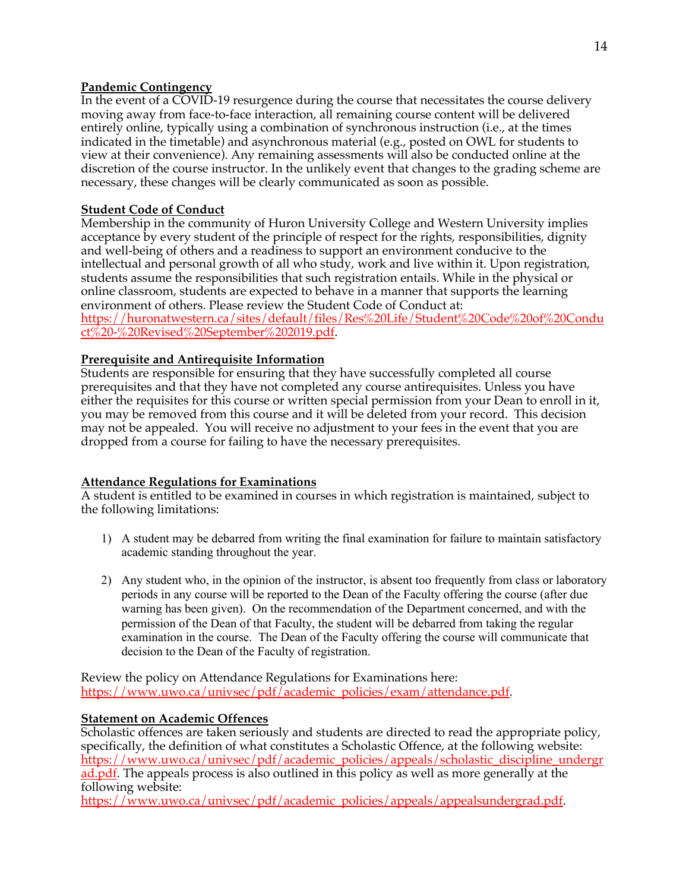**Pandemic Contingency**
In the event of a COVID-19 resurgence during the course that necessitates the course delivery moving away from face-to-face interaction, all remaining course content will be delivered entirely online, typically using a combination of synchronous instruction (i.e., at the times indicated in the timetable) and asynchronous material (e.g., posted on OWL for students to view at their convenience). Any remaining assessments will also be conducted online at the discretion of the course instructor. In the unlikely event that changes to the grading scheme are necessary, these changes will be clearly communicated as soon as possible.

**Student Code of Conduct**
Membership in the community of Huron University College and Western University implies acceptance by every student of the principle of respect for the rights, responsibilities, dignity and well-being of others and a readiness to support an environment conducive to the intellectual and personal growth of all who study, work and live within it. Upon registration, students assume the responsibilities that such registration entails. While in the physical or online classroom, students are expected to behave in a manner that supports the learning environment of others. Please review the Student Code of Conduct at: https://huronatwestern.ca/sites/default/files/Res%20Life/Student%20Code%20of%20Conduct%20-%20Revised%20September%202019.pdf.

**Prerequisite and Antirequisite Information**
Students are responsible for ensuring that they have successfully completed all course prerequisites and that they have not completed any course antirequisites. Unless you have either the requisites for this course or written special permission from your Dean to enroll in it, you may be removed from this course and it will be deleted from your record. This decision may not be appealed. You will receive no adjustment to your fees in the event that you are dropped from a course for failing to have the necessary prerequisites.

**Attendance Regulations for Examinations**
A student is entitled to be examined in courses in which registration is maintained, subject to the following limitations:

1) A student may be debarred from writing the final examination for failure to maintain satisfactory academic standing throughout the year.

2) Any student who, in the opinion of the instructor, is absent too frequently from class or laboratory periods in any course will be reported to the Dean of the Faculty offering the course (after due warning has been given). On the recommendation of the Department concerned, and with the permission of the Dean of that Faculty, the student will be debarred from taking the regular examination in the course. The Dean of the Faculty offering the course will communicate that decision to the Dean of the Faculty of registration.

Review the policy on Attendance Regulations for Examinations here: https://www.uwo.ca/univsec/pdf/academic_policies/exam/attendance.pdf.

**Statement on Academic Offences**
Scholastic offences are taken seriously and students are directed to read the appropriate policy, specifically, the definition of what constitutes a Scholastic Offence, at the following website: https://www.uwo.ca/univsec/pdf/academic_policies/appeals/scholastic_discipline_undergrad.pdf. The appeals process is also outlined in this policy as well as more generally at the following website: https://www.uwo.ca/univsec/pdf/academic_policies/appeals/appealsundergrad.pdf.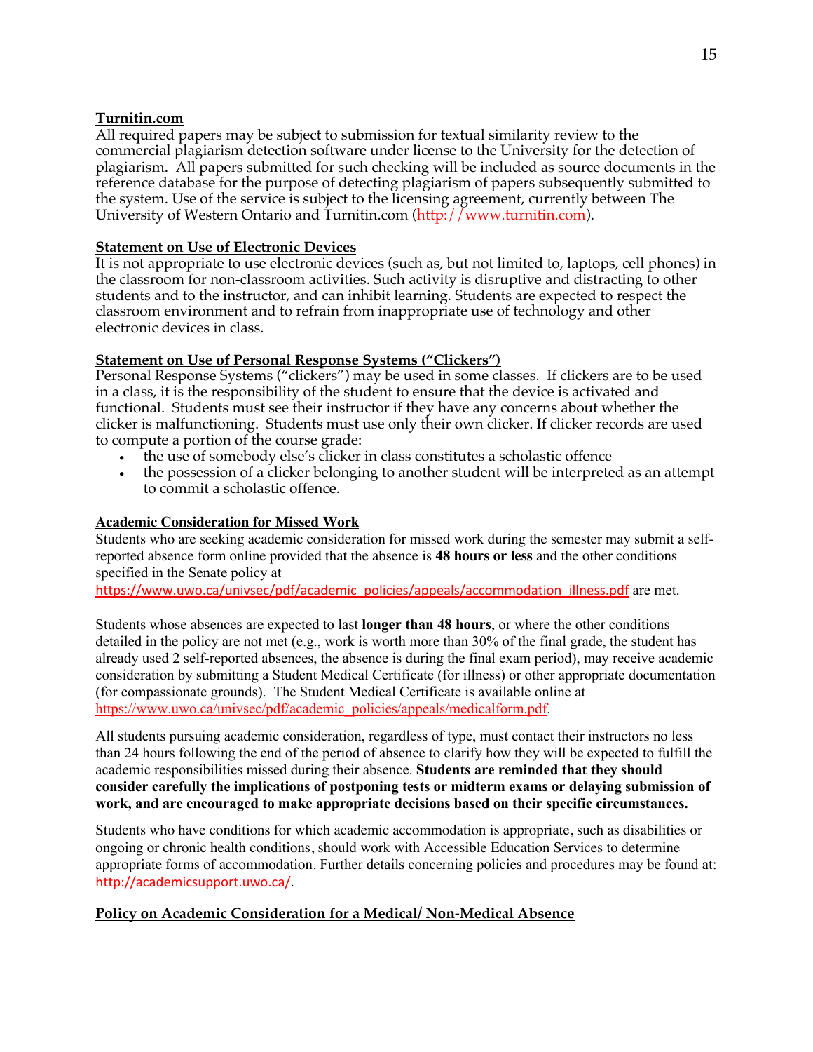**Turnitin.com**

All required papers may be subject to submission for textual similarity review to the commercial plagiarism detection software under license to the University for the detection of plagiarism. All papers submitted for such checking will be included as source documents in the reference database for the purpose of detecting plagiarism of papers subsequently submitted to the system. Use of the service is subject to the licensing agreement, currently between The University of Western Ontario and Turnitin.com (http://www.turnitin.com).

**Statement on Use of Electronic Devices**

It is not appropriate to use electronic devices (such as, but not limited to, laptops, cell phones) in the classroom for non-classroom activities. Such activity is disruptive and distracting to other students and to the instructor, and can inhibit learning. Students are expected to respect the classroom environment and to refrain from inappropriate use of technology and other electronic devices in class.

**Statement on Use of Personal Response Systems ("Clickers")**

Personal Response Systems ("clickers") may be used in some classes. If clickers are to be used in a class, it is the responsibility of the student to ensure that the device is activated and functional. Students must see their instructor if they have any concerns about whether the clicker is malfunctioning. Students must use only their own clicker. If clicker records are used to compute a portion of the course grade:

- the use of somebody else's clicker in class constitutes a scholastic offence
- the possession of a clicker belonging to another student will be interpreted as an attempt to commit a scholastic offence.

**Academic Consideration for Missed Work**

Students who are seeking academic consideration for missed work during the semester may submit a self-reported absence form online provided that the absence is **48 hours or less** and the other conditions specified in the Senate policy at https://www.uwo.ca/univsec/pdf/academic_policies/appeals/accommodation_illness.pdf are met.

Students whose absences are expected to last **longer than 48 hours**, or where the other conditions detailed in the policy are not met (e.g., work is worth more than 30% of the final grade, the student has already used 2 self-reported absences, the absence is during the final exam period), may receive academic consideration by submitting a Student Medical Certificate (for illness) or other appropriate documentation (for compassionate grounds). The Student Medical Certificate is available online at https://www.uwo.ca/univsec/pdf/academic_policies/appeals/medicalform.pdf.

All students pursuing academic consideration, regardless of type, must contact their instructors no less than 24 hours following the end of the period of absence to clarify how they will be expected to fulfill the academic responsibilities missed during their absence. **Students are reminded that they should consider carefully the implications of postponing tests or midterm exams or delaying submission of work, and are encouraged to make appropriate decisions based on their specific circumstances.**

Students who have conditions for which academic accommodation is appropriate, such as disabilities or ongoing or chronic health conditions, should work with Accessible Education Services to determine appropriate forms of accommodation. Further details concerning policies and procedures may be found at: http://academicsupport.uwo.ca/.

**Policy on Academic Consideration for a Medical/ Non-Medical Absence**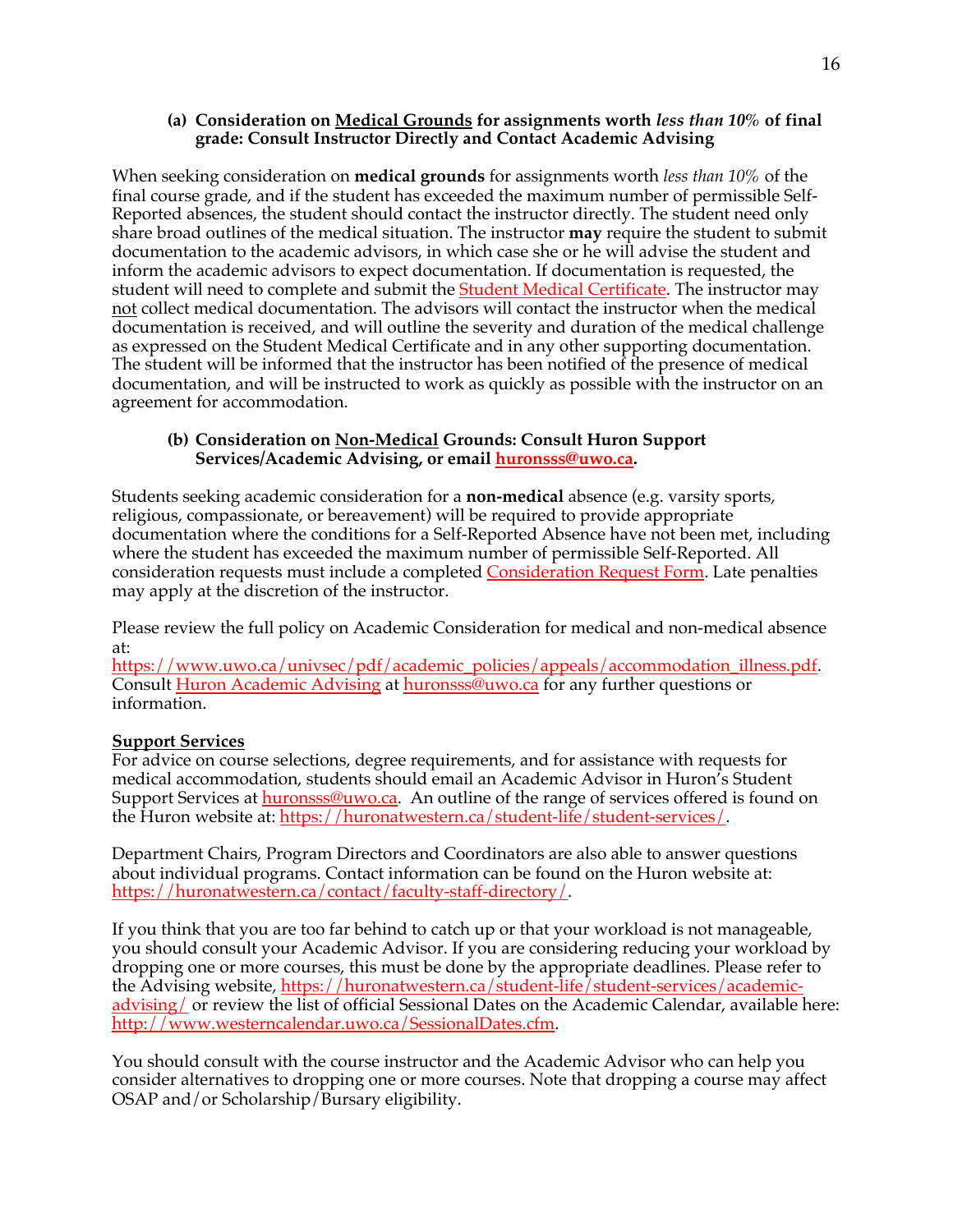**(a) Consideration on <u>Medical Grounds</u> for assignments worth *less than 10%* of final grade: Consult Instructor Directly and Contact Academic Advising**

When seeking consideration on **medical grounds** for assignments worth *less than 10%* of the final course grade, and if the student has exceeded the maximum number of permissible Self-Reported absences, the student should contact the instructor directly. The student need only share broad outlines of the medical situation. The instructor **may** require the student to submit documentation to the academic advisors, in which case she or he will advise the student and inform the academic advisors to expect documentation. If documentation is requested, the student will need to complete and submit the Student Medical Certificate. The instructor may <u>not</u> collect medical documentation. The advisors will contact the instructor when the medical documentation is received, and will outline the severity and duration of the medical challenge as expressed on the Student Medical Certificate and in any other supporting documentation. The student will be informed that the instructor has been notified of the presence of medical documentation, and will be instructed to work as quickly as possible with the instructor on an agreement for accommodation.

**(b) Consideration on <u>Non-Medical</u> Grounds: Consult Huron Support Services/Academic Advising, or email huronsss@uwo.ca.**

Students seeking academic consideration for a **non-medical** absence (e.g. varsity sports, religious, compassionate, or bereavement) will be required to provide appropriate documentation where the conditions for a Self-Reported Absence have not been met, including where the student has exceeded the maximum number of permissible Self-Reported. All consideration requests must include a completed Consideration Request Form. Late penalties may apply at the discretion of the instructor.

Please review the full policy on Academic Consideration for medical and non-medical absence at:
https://www.uwo.ca/univsec/pdf/academic_policies/appeals/accommodation_illness.pdf. Consult Huron Academic Advising at huronsss@uwo.ca for any further questions or information.

**<u>Support Services</u>**

For advice on course selections, degree requirements, and for assistance with requests for medical accommodation, students should email an Academic Advisor in Huron's Student Support Services at huronsss@uwo.ca. An outline of the range of services offered is found on the Huron website at: https://huronatwestern.ca/student-life/student-services/.

Department Chairs, Program Directors and Coordinators are also able to answer questions about individual programs. Contact information can be found on the Huron website at: https://huronatwestern.ca/contact/faculty-staff-directory/.

If you think that you are too far behind to catch up or that your workload is not manageable, you should consult your Academic Advisor. If you are considering reducing your workload by dropping one or more courses, this must be done by the appropriate deadlines. Please refer to the Advising website, https://huronatwestern.ca/student-life/student-services/academic-advising/ or review the list of official Sessional Dates on the Academic Calendar, available here: http://www.westerncalendar.uwo.ca/SessionalDates.cfm.

You should consult with the course instructor and the Academic Advisor who can help you consider alternatives to dropping one or more courses. Note that dropping a course may affect OSAP and/or Scholarship/Bursary eligibility.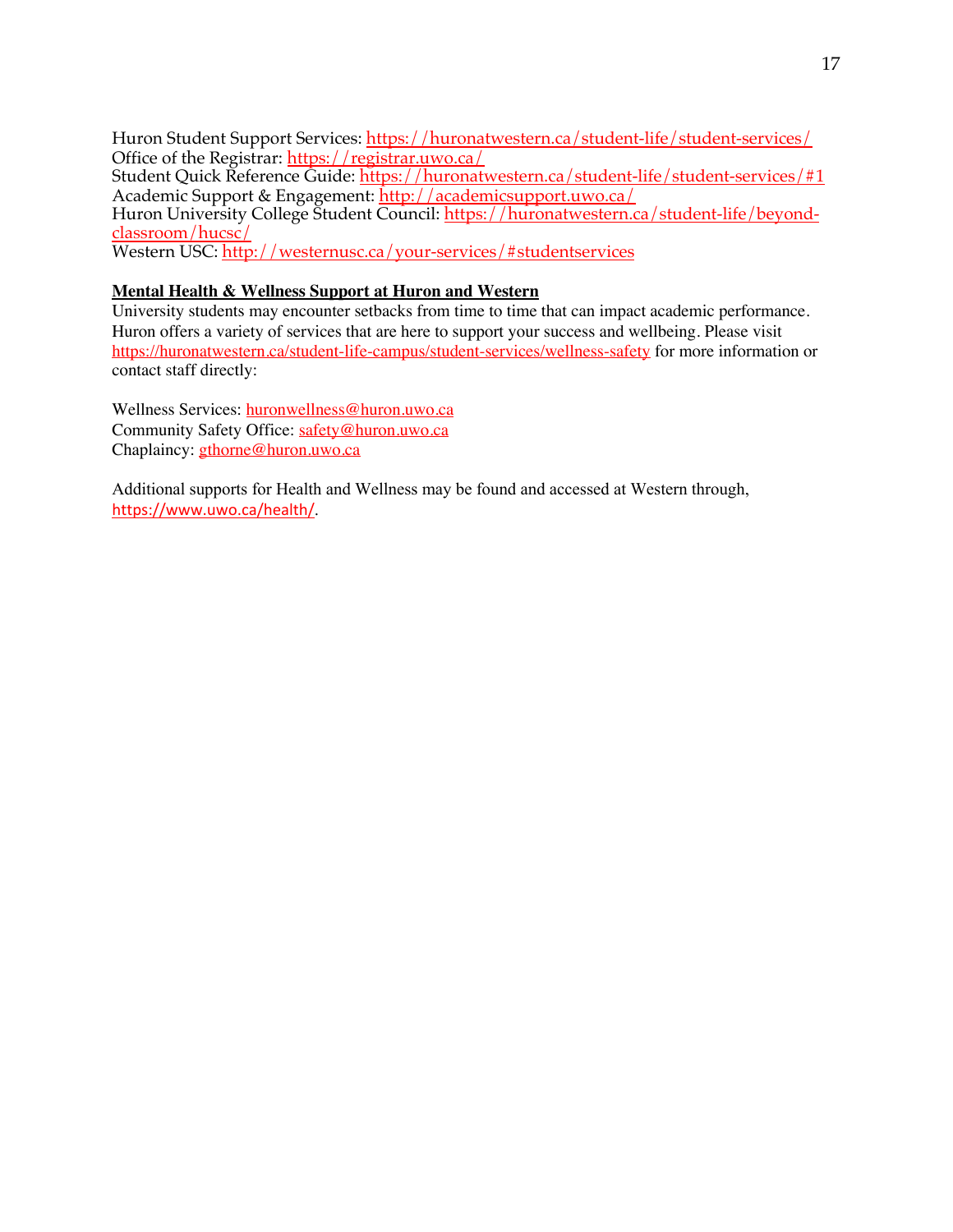Huron Student Support Services: https://huronatwestern.ca/student-life/student-services/
Office of the Registrar: https://registrar.uwo.ca/
Student Quick Reference Guide: https://huronatwestern.ca/student-life/student-services/#1
Academic Support & Engagement: http://academicsupport.uwo.ca/
Huron University College Student Council: https://huronatwestern.ca/student-life/beyond-classroom/hucsc/
Western USC: http://westernusc.ca/your-services/#studentservices

**Mental Health & Wellness Support at Huron and Western**

University students may encounter setbacks from time to time that can impact academic performance. Huron offers a variety of services that are here to support your success and wellbeing. Please visit https://huronatwestern.ca/student-life-campus/student-services/wellness-safety for more information or contact staff directly:

Wellness Services: huronwellness@huron.uwo.ca
Community Safety Office: safety@huron.uwo.ca
Chaplaincy: gthorne@huron.uwo.ca

Additional supports for Health and Wellness may be found and accessed at Western through, https://www.uwo.ca/health/.